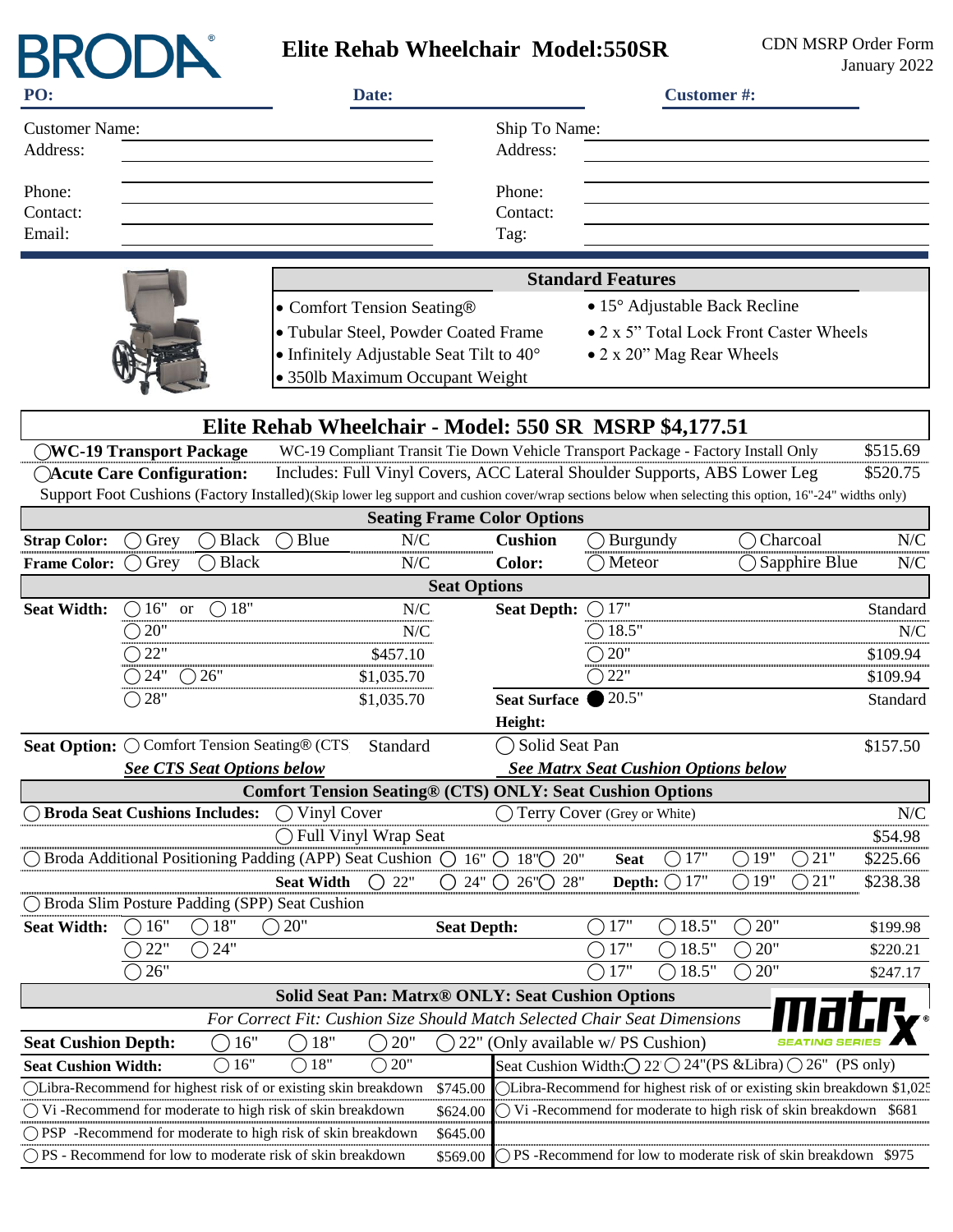# BRODA Elite Rehab Wheelchair Model:550SR

CDN MSRP Order Form
January 2022

**PO:** **Date:** **Customer #:**

| | | | |
|---|---|---|---|
| Customer Name: | | Ship To Name: | |
| Address: | | Address: | |
| | | | |
| Phone: | | Phone: | |
| Contact: | | Contact: | |
| Email: | | Tag: | |

## Standard Features

- Comfort Tension Seating®
- Tubular Steel, Powder Coated Frame
- Infinitely Adjustable Seat Tilt to 40°
- 350lb Maximum Occupant Weight
- 15° Adjustable Back Recline
- 2 x 5" Total Lock Front Caster Wheels
- 2 x 20" Mag Rear Wheels

## Elite Rehab Wheelchair - Model: 550 SR MSRP $4,177.51

◯**WC-19 Transport Package** — WC-19 Compliant Transit Tie Down Vehicle Transport Package - Factory Install Only — $515.69

◯**Acute Care Configuration:** — Includes: Full Vinyl Covers, ACC Lateral Shoulder Supports, ABS Lower Leg Support Foot Cushions (Factory Installed)(Skip lower leg support and cushion cover/wrap sections below when selecting this option, 16"-24" widths only) — $520.75

### Seating Frame Color Options

| | | | | | | | |
|---|---|---|---|---|---|---|---|
| **Strap Color:** | ◯ Grey ◯ Black ◯ Blue | N/C | **Cushion Color:** | ◯ Burgundy | ◯ Charcoal | N/C |
| **Frame Color:** | ◯ Grey ◯ Black | N/C | | ◯ Meteor | ◯ Sapphire Blue | N/C |

### Seat Options

| | | | | | |
|---|---|---|---|---|---|
| **Seat Width:** | ◯ 16" or ◯ 18" | N/C | **Seat Depth:** | ◯ 17" | Standard |
| | ◯ 20" | N/C | | ◯ 18.5" | N/C |
| | ◯ 22" | $457.10 | | ◯ 20" | $109.94 |
| | ◯ 24" ◯ 26" | $1,035.70 | | ◯ 22" | $109.94 |
| | ◯ 28" | $1,035.70 | **Seat Surface Height:** | ● 20.5" | Standard |
| **Seat Option:** | ◯ Comfort Tension Seating® (CTS | Standard | | ◯ Solid Seat Pan | $157.50 |

***See CTS Seat Options below*** — ***See Matrx Seat Cushion Options below***

### Comfort Tension Seating® (CTS) ONLY: Seat Cushion Options

| | | | |
|---|---|---|---|
| ◯ **Broda Seat Cushions Includes:** | ◯ Vinyl Cover | ◯ Terry Cover (Grey or White) | N/C |
| | ◯ Full Vinyl Wrap Seat | | $54.98 |
| ◯ Broda Additional Positioning Padding (APP) Seat Cushion | ◯ 16" ◯ 18" ◯ 20" | **Seat Depth:** ◯ 17" ◯ 19" ◯ 21" | $225.66 |
| **Seat Width** | ◯ 22" ◯ 24" ◯ 26" ◯ 28" | **Depth:** ◯ 17" ◯ 19" ◯ 21" | $238.38 |

◯ Broda Slim Posture Padding (SPP) Seat Cushion

| | | | |
|---|---|---|---|
| **Seat Width:** | ◯ 16" ◯ 18" ◯ 20" | **Seat Depth:** ◯ 17" ◯ 18.5" ◯ 20" | $199.98 |
| | ◯ 22" ◯ 24" | ◯ 17" ◯ 18.5" ◯ 20" | $220.21 |
| | ◯ 26" | ◯ 17" ◯ 18.5" ◯ 20" | $247.17 |

### Solid Seat Pan: Matrx® ONLY: Seat Cushion Options

*For Correct Fit: Cushion Size Should Match Selected Chair Seat Dimensions*

matrx® SEATING SERIES

**Seat Cushion Depth:** ◯ 16" ◯ 18" ◯ 20" ◯ 22" (Only available w/ PS Cushion)

| | | | |
|---|---|---|---|
| **Seat Cushion Width:** ◯ 16" ◯ 18" ◯ 20" | | Seat Cushion Width:◯ 22 ◯ 24"(PS &Libra) ◯ 26" (PS only) | |
| ◯Libra-Recommend for highest risk of or existing skin breakdown | $745.00 | ◯Libra-Recommend for highest risk of or existing skin breakdown | $1,025 |
| ◯ Vi -Recommend for moderate to high risk of skin breakdown | $624.00 | ◯ Vi -Recommend for moderate to high risk of skin breakdown | $681 |
| ◯ PSP -Recommend for moderate to high risk of skin breakdown | $645.00 | | |
| ◯ PS - Recommend for low to moderate risk of skin breakdown | $569.00 | ◯ PS -Recommend for low to moderate risk of skin breakdown | $975 |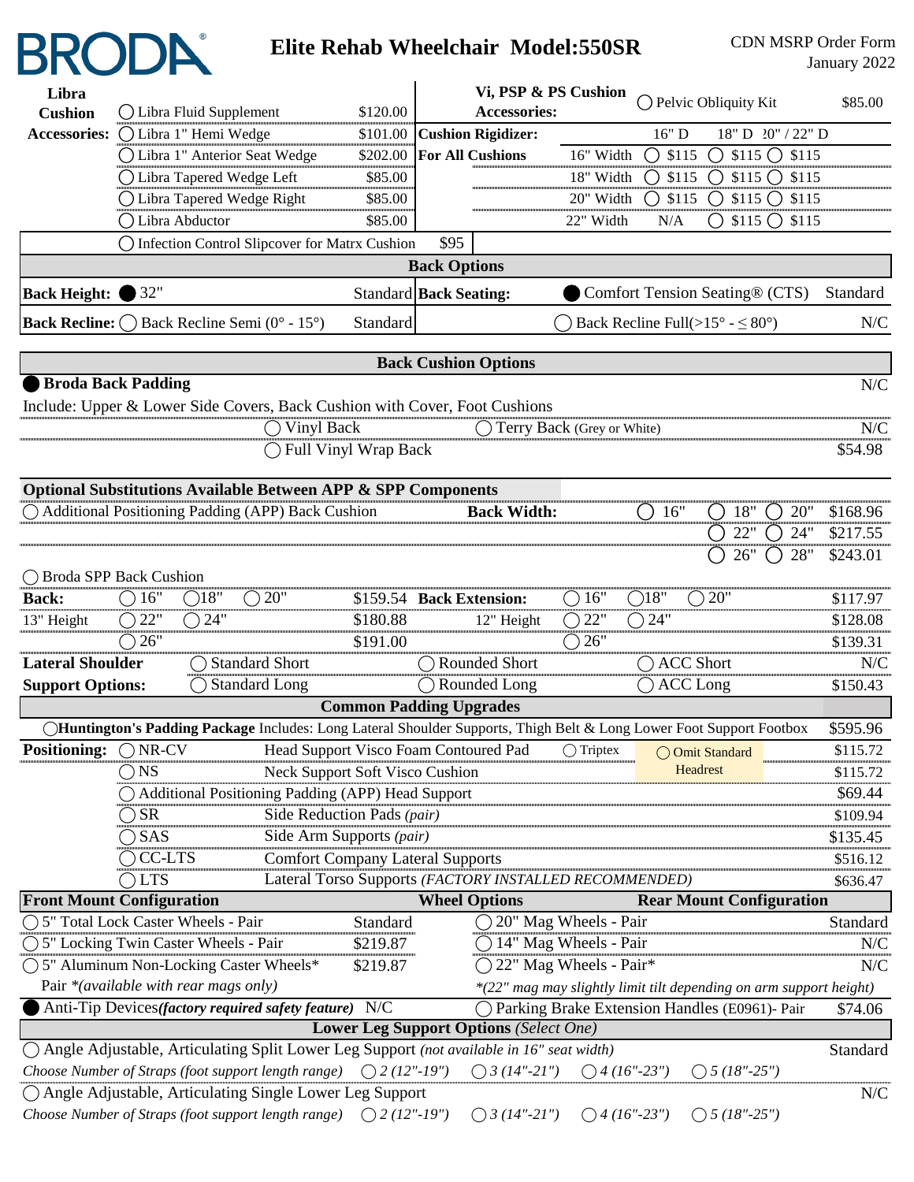# BRODA Elite Rehab Wheelchair Model:550SR

CDN MSRP Order Form
January 2022

| | | | | | | |
|---|---|---|---|---|---|---|
| **Libra Cushion Accessories:** | ◯ Libra Fluid Supplement | $120.00 | **Vi, PSP & PS Cushion Accessories:** | ◯ Pelvic Obliquity Kit | | $85.00 |
| | ◯ Libra 1" Hemi Wedge | $101.00 | **Cushion Rigidizer:** | 16" D | 18" D | 20" / 22" D |
| | ◯ Libra 1" Anterior Seat Wedge | $202.00 | **For All Cushions** 16" Width | ◯ $115 | ◯ $115 | ◯ $115 |
| | ◯ Libra Tapered Wedge Left | $85.00 | 18" Width | ◯ $115 | ◯ $115 | ◯ $115 |
| | ◯ Libra Tapered Wedge Right | $85.00 | 20" Width | ◯ $115 | ◯ $115 | ◯ $115 |
| | ◯ Libra Abductor | $85.00 | 22" Width | N/A | ◯ $115 | ◯ $115 |
| | ◯ Infection Control Slipcover for Matrx Cushion | $95 | | | | |

## Back Options

| | | | | | |
|---|---|---|---|---|---|
| **Back Height:** | ● 32" | Standard | **Back Seating:** | ● Comfort Tension Seating® (CTS) | Standard |
| **Back Recline:** | ◯ Back Recline Semi (0° - 15°) | Standard | | ◯ Back Recline Full(>15° - ≤ 80°) | N/C |

## Back Cushion Options

● **Broda Back Padding** — N/C

Include: Upper & Lower Side Covers, Back Cushion with Cover, Foot Cushions

| | | |
|---|---|---|
| ◯ Vinyl Back | ◯ Terry Back (Grey or White) | N/C |
| ◯ Full Vinyl Wrap Back | | $54.98 |

**Optional Substitutions Available Between APP & SPP Components**

| | | | | |
|---|---|---|---|---|
| ◯ Additional Positioning Padding (APP) Back Cushion | **Back Width:** | ◯ 16" | ◯ 18" ◯ 20" | $168.96 |
| | | | ◯ 22" ◯ 24" | $217.55 |
| | | | ◯ 26" ◯ 28" | $243.01 |

◯ Broda SPP Back Cushion

| | | | | | | |
|---|---|---|---|---|---|---|
| **Back:** | ◯ 16" ◯ 18" ◯ 20" | $159.54 | **Back Extension:** | ◯ 16" ◯ 18" ◯ 20" | | $117.97 |
| 13" Height | ◯ 22" ◯ 24" | $180.88 | 12" Height | ◯ 22" ◯ 24" | | $128.08 |
| | ◯ 26" | $191.00 | | ◯ 26" | | $139.31 |
| **Lateral Shoulder Support Options:** | ◯ Standard Short | | ◯ Rounded Short | ◯ ACC Short | | N/C |
| | ◯ Standard Long | | ◯ Rounded Long | ◯ ACC Long | | $150.43 |

## Common Padding Upgrades

◯ **Huntington's Padding Package** Includes: Long Lateral Shoulder Supports, Thigh Belt & Long Lower Foot Support Footbox — $595.96

| | | | | | |
|---|---|---|---|---|---|
| **Positioning:** | ◯ NR-CV | Head Support Visco Foam Contoured Pad | ◯ Triptex | ◯ Omit Standard Headrest | $115.72 |
| | ◯ NS | Neck Support Soft Visco Cushion | | | $115.72 |
| | ◯ Additional Positioning Padding (APP) Head Support | | | | $69.44 |
| | ◯ SR | Side Reduction Pads *(pair)* | | | $109.94 |
| | ◯ SAS | Side Arm Supports *(pair)* | | | $135.45 |
| | ◯ CC-LTS | Comfort Company Lateral Supports | | | $516.12 |
| | ◯ LTS | Lateral Torso Supports *(FACTORY INSTALLED RECOMMENDED)* | | | $636.47 |

| **Front Mount Configuration** | | **Wheel Options** / **Rear Mount Configuration** | |
|---|---|---|---|
| ◯ 5" Total Lock Caster Wheels - Pair | Standard | ◯ 20" Mag Wheels - Pair | Standard |
| ◯ 5" Locking Twin Caster Wheels - Pair | $219.87 | ◯ 14" Mag Wheels - Pair | N/C |
| ◯ 5" Aluminum Non-Locking Caster Wheels* Pair *(available with rear mags only)* | $219.87 | ◯ 22" Mag Wheels - Pair* *(22" mag may slightly limit tilt depending on arm support height)* | N/C |
| ● Anti-Tip Devices*(factory required safety feature)* | N/C | ◯ Parking Brake Extension Handles (E0961)- Pair | $74.06 |

## Lower Leg Support Options *(Select One)*

◯ Angle Adjustable, Articulating Split Lower Leg Support *(not available in 16" seat width)* — Standard

*Choose Number of Straps (foot support length range)* ◯ *2 (12"-19")* ◯ *3 (14"-21")* ◯ *4 (16"-23")* ◯ *5 (18"-25")*

◯ Angle Adjustable, Articulating Single Lower Leg Support — N/C

*Choose Number of Straps (foot support length range)* ◯ *2 (12"-19")* ◯ *3 (14"-21")* ◯ *4 (16"-23")* ◯ *5 (18"-25")*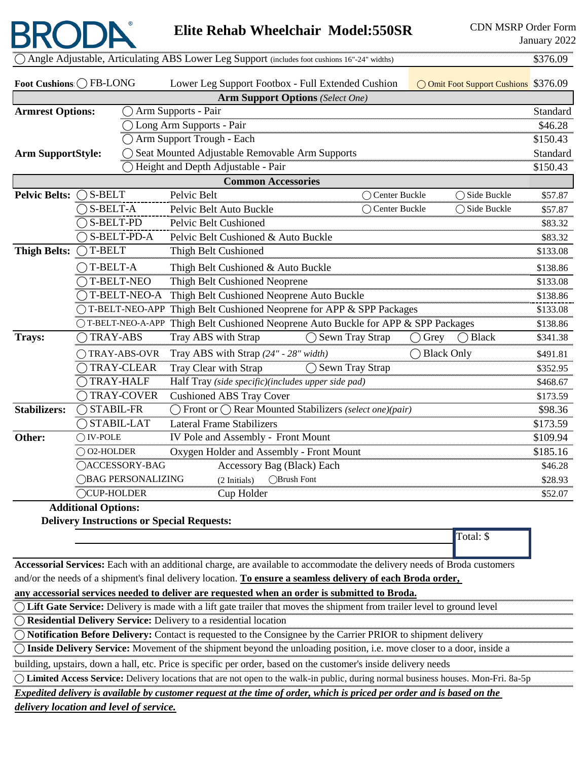# BRODA® Elite Rehab Wheelchair Model:550SR

CDN MSRP Order Form
January 2022

| | | | | |
|---|---|---|---|---|
| ◯ Angle Adjustable, Articulating ABS Lower Leg Support (includes foot cushions 16"-24" widths) | | | | $376.09 |
| **Foot Cushions:** ◯ FB-LONG | Lower Leg Support Footbox - Full Extended Cushion | | ◯ Omit Foot Support Cushions | $376.09 |

**Arm Support Options** *(Select One)*

| | | |
|---|---|---|
| **Armrest Options:** | ◯ Arm Supports - Pair | Standard |
| | ◯ Long Arm Supports - Pair | $46.28 |
| | ◯ Arm Support Trough - Each | $150.43 |
| **Arm SupportStyle:** | ◯ Seat Mounted Adjustable Removable Arm Supports | Standard |
| | ◯ Height and Depth Adjustable - Pair | $150.43 |

**Common Accessories**

| | | | | | |
|---|---|---|---|---|---|
| **Pelvic Belts:** | ◯ S-BELT | Pelvic Belt | ◯ Center Buckle | ◯ Side Buckle | $57.87 |
| | ◯ S-BELT-A | Pelvic Belt Auto Buckle | ◯ Center Buckle | ◯ Side Buckle | $57.87 |
| | ◯ S-BELT-PD | Pelvic Belt Cushioned | | | $83.32 |
| | ◯ S-BELT-PD-A | Pelvic Belt Cushioned & Auto Buckle | | | $83.32 |
| **Thigh Belts:** | ◯ T-BELT | Thigh Belt Cushioned | | | $133.08 |
| | ◯ T-BELT-A | Thigh Belt Cushioned & Auto Buckle | | | $138.86 |
| | ◯ T-BELT-NEO | Thigh Belt Cushioned Neoprene | | | $133.08 |
| | ◯ T-BELT-NEO-A | Thigh Belt Cushioned Neoprene Auto Buckle | | | $138.86 |
| | ◯ T-BELT-NEO-APP | Thigh Belt Cushioned Neoprene for APP & SPP Packages | | | $133.08 |
| | ◯ T-BELT-NEO-A-APP | Thigh Belt Cushioned Neoprene Auto Buckle for APP & SPP Packages | | | $138.86 |
| **Trays:** | ◯ TRAY-ABS | Tray ABS with Strap | ◯ Sewn Tray Strap | ◯ Grey ◯ Black | $341.38 |
| | ◯ TRAY-ABS-OVR | Tray ABS with Strap *(24" - 28" width)* | | ◯ Black Only | $491.81 |
| | ◯ TRAY-CLEAR | Tray Clear with Strap | ◯ Sewn Tray Strap | | $352.95 |
| | ◯ TRAY-HALF | Half Tray *(side specific)(includes upper side pad)* | | | $468.67 |
| | ◯ TRAY-COVER | Cushioned ABS Tray Cover | | | $173.59 |
| **Stabilizers:** | ◯ STABIL-FR | ◯ Front or ◯ Rear Mounted Stabilizers *(select one)(pair)* | | | $98.36 |
| | ◯ STABIL-LAT | Lateral Frame Stabilizers | | | $173.59 |
| **Other:** | ◯ IV-POLE | IV Pole and Assembly - Front Mount | | | $109.94 |
| | ◯ O2-HOLDER | Oxygen Holder and Assembly - Front Mount | | | $185.16 |
| | ◯ ACCESSORY-BAG | Accessory Bag (Black) Each | | | $46.28 |
| | ◯ BAG PERSONALIZING | (2 Initials) ◯ Brush Font | | | $28.93 |
| | ◯ CUP-HOLDER | Cup Holder | | | $52.07 |

**Additional Options:**

**Delivery Instructions or Special Requests:**

Total: $

**Accessorial Services:** Each with an additional charge, are available to accommodate the delivery needs of Broda customers and/or the needs of a shipment's final delivery location. **To ensure a seamless delivery of each Broda order, any accessorial services needed to deliver are requested when an order is submitted to Broda.**

◯ **Lift Gate Service:** Delivery is made with a lift gate trailer that moves the shipment from trailer level to ground level

◯ **Residential Delivery Service:** Delivery to a residential location

◯ **Notification Before Delivery:** Contact is requested to the Consignee by the Carrier PRIOR to shipment delivery

◯ **Inside Delivery Service:** Movement of the shipment beyond the unloading position, i.e. move closer to a door, inside a building, upstairs, down a hall, etc. Price is specific per order, based on the customer's inside delivery needs

◯ **Limited Access Service:** Delivery locations that are not open to the walk-in public, during normal business houses. Mon-Fri. 8a-5p

***Expedited delivery is available by customer request at the time of order, which is priced per order and is based on the delivery location and level of service.***